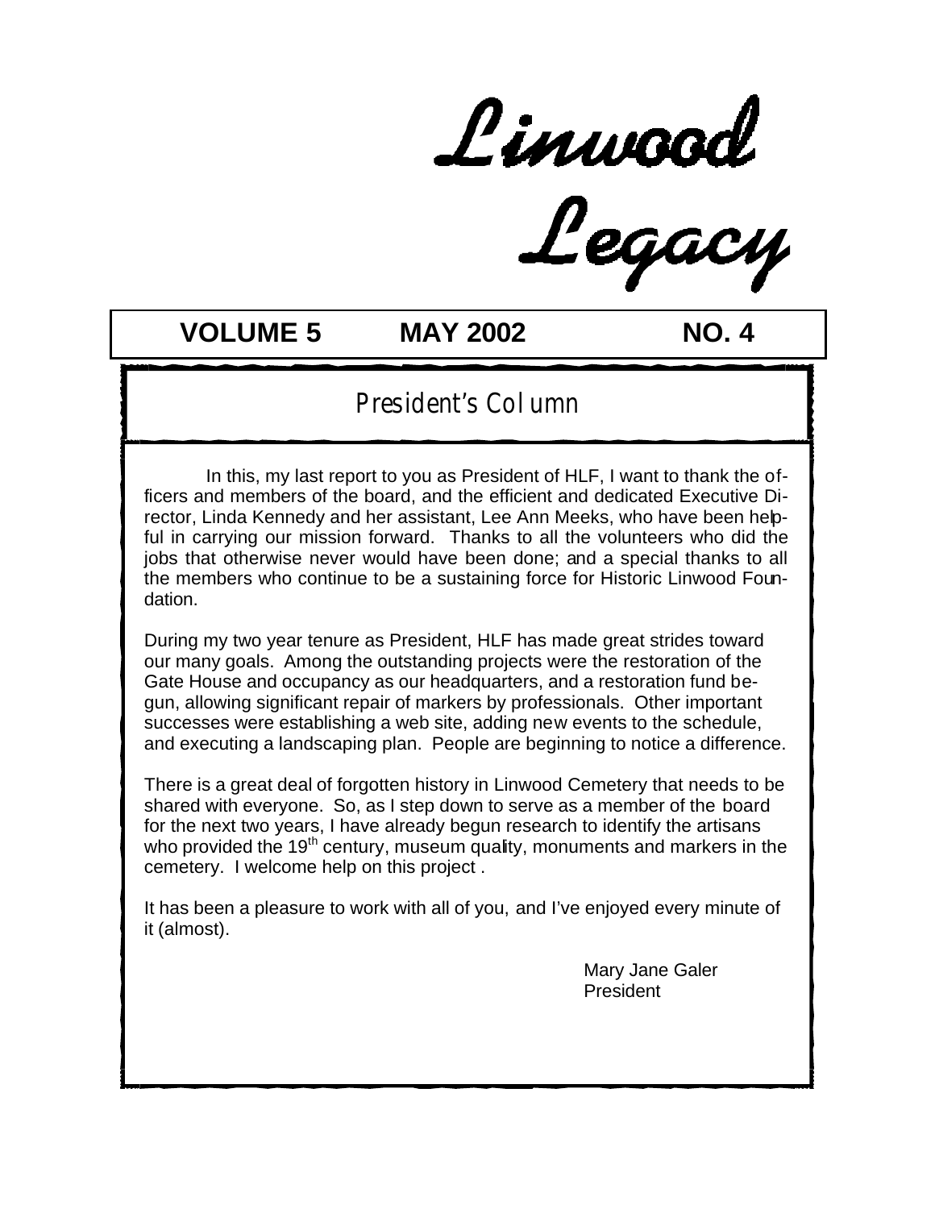# Linwood Legacy

**VOLUME 5 MAY 2002 NO. 4**

## President's Column

In this, my last report to you as President of HLF, I want to thank the officers and members of the board, and the efficient and dedicated Executive Director, Linda Kennedy and her assistant, Lee Ann Meeks, who have been helpful in carrying our mission forward. Thanks to all the volunteers who did the jobs that otherwise never would have been done; and a special thanks to all the members who continue to be a sustaining force for Historic Linwood Foundation.

During my two year tenure as President, HLF has made great strides toward our many goals. Among the outstanding projects were the restoration of the Gate House and occupancy as our headquarters, and a restoration fund begun, allowing significant repair of markers by professionals. Other important successes were establishing a web site, adding new events to the schedule, and executing a landscaping plan. People are beginning to notice a difference.

There is a great deal of forgotten history in Linwood Cemetery that needs to be shared with everyone. So, as I step down to serve as a member of the board for the next two years, I have already begun research to identify the artisans who provided the 19th century, museum quality, monuments and markers in the cemetery. I welcome help on this project .

It has been a pleasure to work with all of you, and I've enjoyed every minute of it (almost).

Mary Jane Galer
President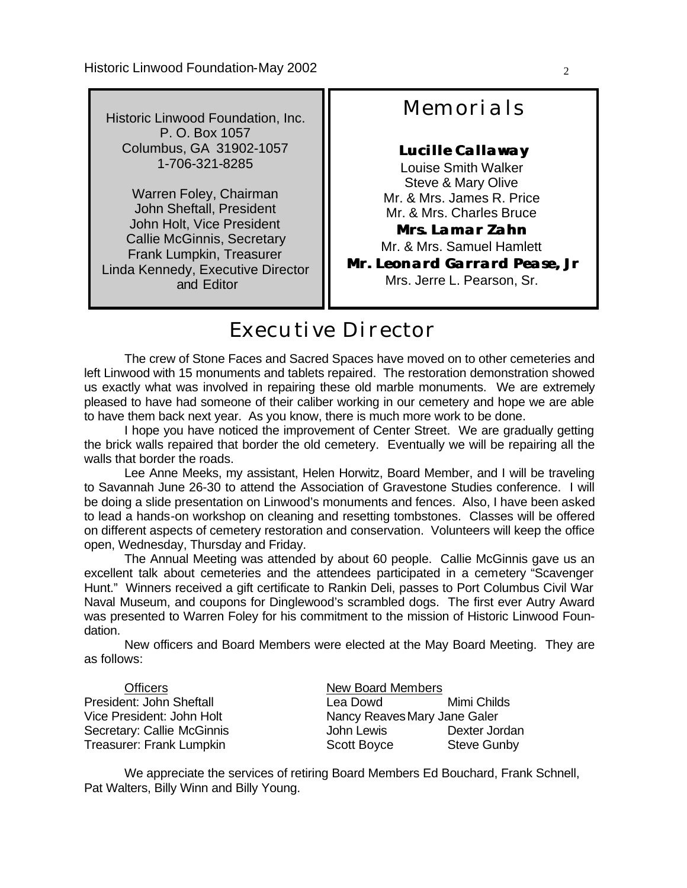Historic Linwood Foundation, Inc.
P. O. Box 1057
Columbus, GA 31902-1057
1-706-321-8285

Warren Foley, Chairman
John Sheftall, President
John Holt, Vice President
Callie McGinnis, Secretary
Frank Lumpkin, Treasurer
Linda Kennedy, Executive Director and Editor

## Memorials

**Lucille Callaway**

Louise Smith Walker
Steve & Mary Olive
Mr. & Mrs. James R. Price
Mr. & Mrs. Charles Bruce

**Mrs. Lamar Zahn**

Mr. & Mrs. Samuel Hamlett

**Mr. Leonard Garrard Pease, Jr**

Mrs. Jerre L. Pearson, Sr.

## Executive Director

The crew of Stone Faces and Sacred Spaces have moved on to other cemeteries and left Linwood with 15 monuments and tablets repaired. The restoration demonstration showed us exactly what was involved in repairing these old marble monuments. We are extremely pleased to have had someone of their caliber working in our cemetery and hope we are able to have them back next year. As you know, there is much more work to be done.

I hope you have noticed the improvement of Center Street. We are gradually getting the brick walls repaired that border the old cemetery. Eventually we will be repairing all the walls that border the roads.

Lee Anne Meeks, my assistant, Helen Horwitz, Board Member, and I will be traveling to Savannah June 26-30 to attend the Association of Gravestone Studies conference. I will be doing a slide presentation on Linwood's monuments and fences. Also, I have been asked to lead a hands-on workshop on cleaning and resetting tombstones. Classes will be offered on different aspects of cemetery restoration and conservation. Volunteers will keep the office open, Wednesday, Thursday and Friday.

The Annual Meeting was attended by about 60 people. Callie McGinnis gave us an excellent talk about cemeteries and the attendees participated in a cemetery "Scavenger Hunt." Winners received a gift certificate to Rankin Deli, passes to Port Columbus Civil War Naval Museum, and coupons for Dinglewood's scrambled dogs. The first ever Autry Award was presented to Warren Foley for his commitment to the mission of Historic Linwood Foundation.

New officers and Board Members were elected at the May Board Meeting. They are as follows:

| Officers | New Board Members | |
|---|---|---|
| President: John Sheftall | Lea Dowd | Mimi Childs |
| Vice President: John Holt | Nancy Reaves | Mary Jane Galer |
| Secretary: Callie McGinnis | John Lewis | Dexter Jordan |
| Treasurer: Frank Lumpkin | Scott Boyce | Steve Gunby |

We appreciate the services of retiring Board Members Ed Bouchard, Frank Schnell, Pat Walters, Billy Winn and Billy Young.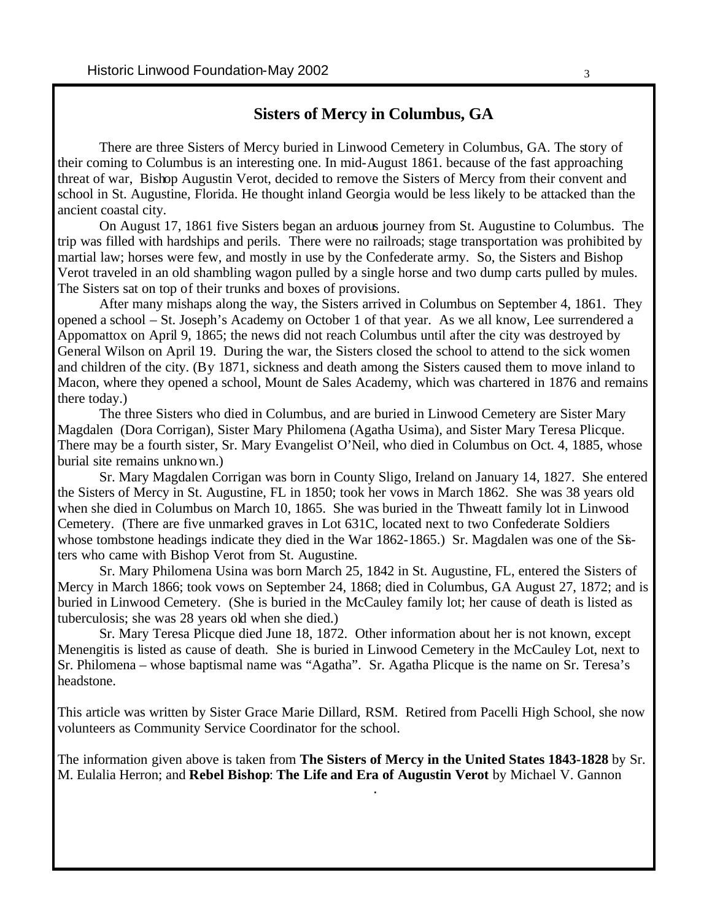## Sisters of Mercy in Columbus, GA

There are three Sisters of Mercy buried in Linwood Cemetery in Columbus, GA. The story of their coming to Columbus is an interesting one. In mid-August 1861. because of the fast approaching threat of war, Bishop Augustin Verot, decided to remove the Sisters of Mercy from their convent and school in St. Augustine, Florida. He thought inland Georgia would be less likely to be attacked than the ancient coastal city.

On August 17, 1861 five Sisters began an arduous journey from St. Augustine to Columbus. The trip was filled with hardships and perils. There were no railroads; stage transportation was prohibited by martial law; horses were few, and mostly in use by the Confederate army. So, the Sisters and Bishop Verot traveled in an old shambling wagon pulled by a single horse and two dump carts pulled by mules. The Sisters sat on top of their trunks and boxes of provisions.

After many mishaps along the way, the Sisters arrived in Columbus on September 4, 1861. They opened a school – St. Joseph's Academy on October 1 of that year. As we all know, Lee surrendered a Appomattox on April 9, 1865; the news did not reach Columbus until after the city was destroyed by General Wilson on April 19. During the war, the Sisters closed the school to attend to the sick women and children of the city. (By 1871, sickness and death among the Sisters caused them to move inland to Macon, where they opened a school, Mount de Sales Academy, which was chartered in 1876 and remains there today.)

The three Sisters who died in Columbus, and are buried in Linwood Cemetery are Sister Mary Magdalen (Dora Corrigan), Sister Mary Philomena (Agatha Usima), and Sister Mary Teresa Plicque. There may be a fourth sister, Sr. Mary Evangelist O'Neil, who died in Columbus on Oct. 4, 1885, whose burial site remains unknown.)

Sr. Mary Magdalen Corrigan was born in County Sligo, Ireland on January 14, 1827. She entered the Sisters of Mercy in St. Augustine, FL in 1850; took her vows in March 1862. She was 38 years old when she died in Columbus on March 10, 1865. She was buried in the Thweatt family lot in Linwood Cemetery. (There are five unmarked graves in Lot 631C, located next to two Confederate Soldiers whose tombstone headings indicate they died in the War 1862-1865.) Sr. Magdalen was one of the Sisters who came with Bishop Verot from St. Augustine.

Sr. Mary Philomena Usina was born March 25, 1842 in St. Augustine, FL, entered the Sisters of Mercy in March 1866; took vows on September 24, 1868; died in Columbus, GA August 27, 1872; and is buried in Linwood Cemetery. (She is buried in the McCauley family lot; her cause of death is listed as tuberculosis; she was 28 years old when she died.)

Sr. Mary Teresa Plicque died June 18, 1872. Other information about her is not known, except Menengitis is listed as cause of death. She is buried in Linwood Cemetery in the McCauley Lot, next to Sr. Philomena – whose baptismal name was "Agatha". Sr. Agatha Plicque is the name on Sr. Teresa's headstone.

This article was written by Sister Grace Marie Dillard, RSM. Retired from Pacelli High School, she now volunteers as Community Service Coordinator for the school.

The information given above is taken from **The Sisters of Mercy in the United States 1843-1828** by Sr. M. Eulalia Herron; and **Rebel Bishop**: **The Life and Era of Augustin Verot** by Michael V. Gannon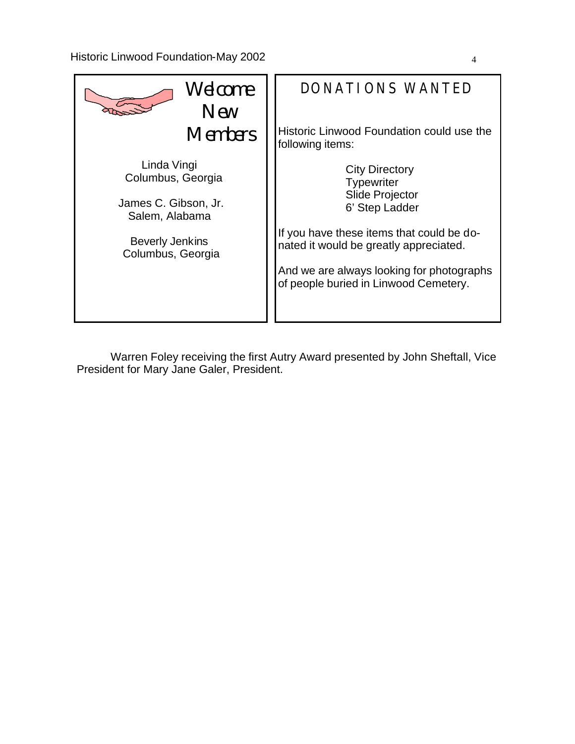## Welcome New Members

Linda Vingi
Columbus, Georgia

James C. Gibson, Jr.
Salem, Alabama

Beverly Jenkins
Columbus, Georgia

## DONATIONS WANTED

Historic Linwood Foundation could use the following items:

- City Directory
- Typewriter
- Slide Projector
- 6' Step Ladder

If you have these items that could be donated it would be greatly appreciated.

And we are always looking for photographs of people buried in Linwood Cemetery.

Warren Foley receiving the first Autry Award presented by John Sheftall, Vice President for Mary Jane Galer, President.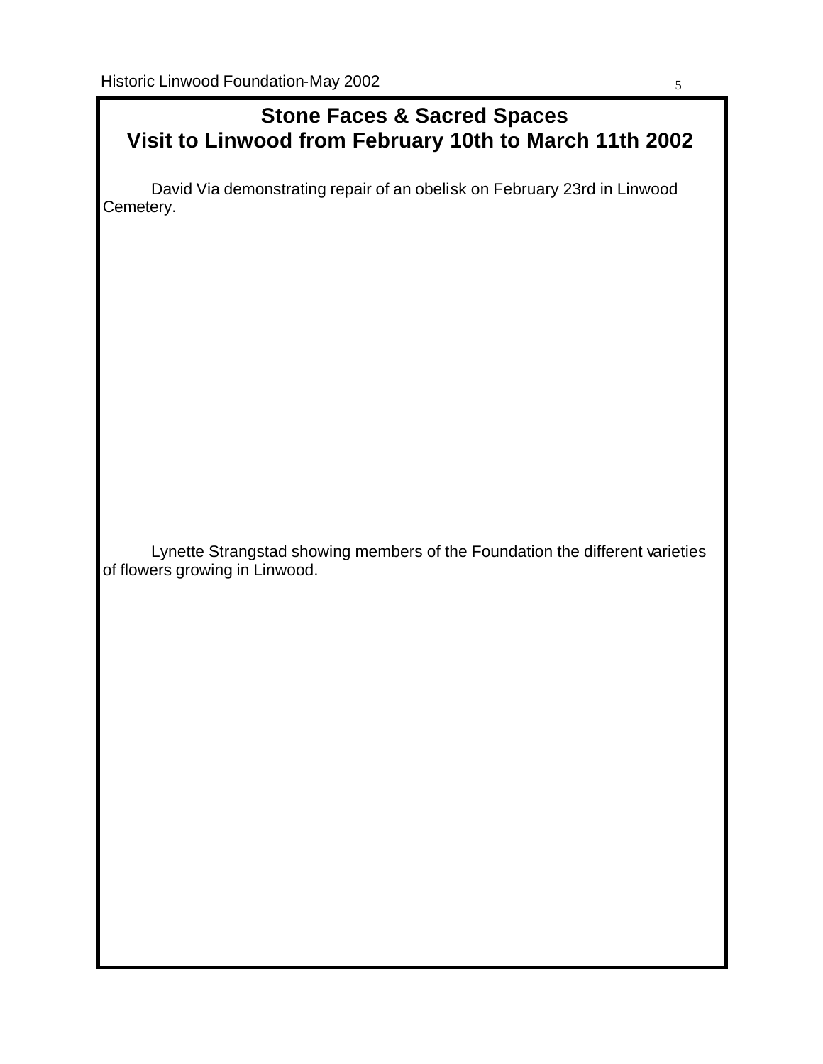## Stone Faces & Sacred Spaces
## Visit to Linwood from February 10th to March 11th 2002

David Via demonstrating repair of an obelisk on February 23rd in Linwood Cemetery.

Lynette Strangstad showing members of the Foundation the different varieties of flowers growing in Linwood.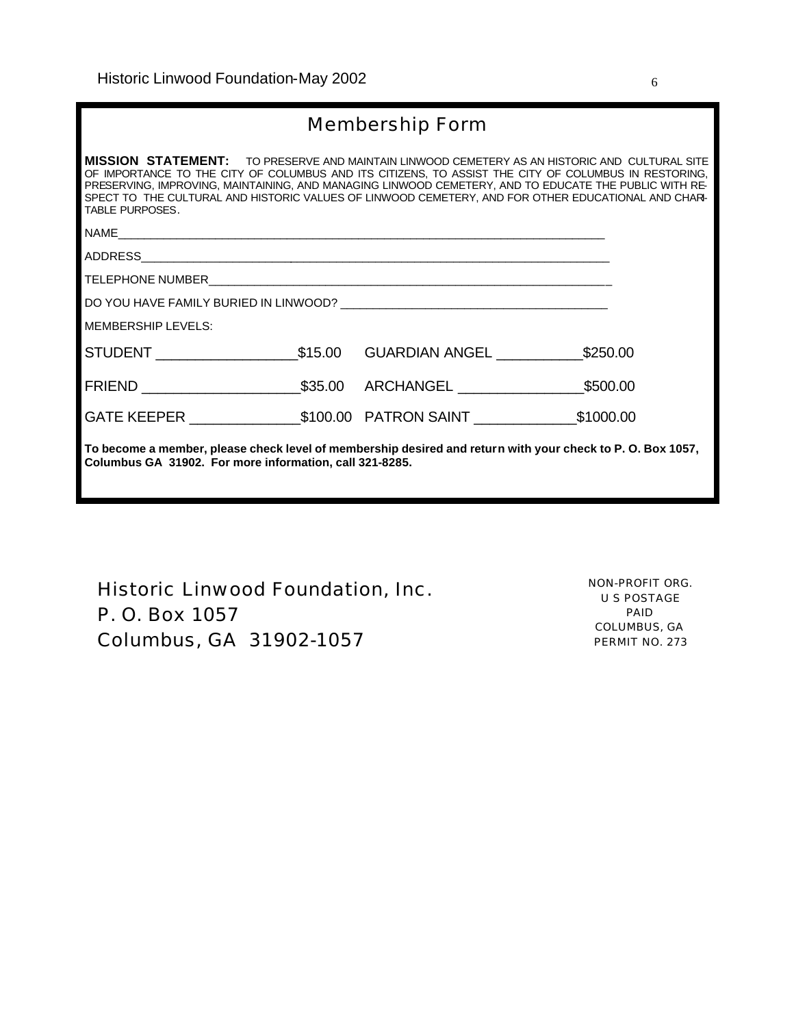## Membership Form

**MISSION STATEMENT:** TO PRESERVE AND MAINTAIN LINWOOD CEMETERY AS AN HISTORIC AND CULTURAL SITE OF IMPORTANCE TO THE CITY OF COLUMBUS AND ITS CITIZENS, TO ASSIST THE CITY OF COLUMBUS IN RESTORING, PRESERVING, IMPROVING, MAINTAINING, AND MANAGING LINWOOD CEMETERY, AND TO EDUCATE THE PUBLIC WITH RESPECT TO THE CULTURAL AND HISTORIC VALUES OF LINWOOD CEMETERY, AND FOR OTHER EDUCATIONAL AND CHARITABLE PURPOSES.

NAME___________________________________________________________________________

ADDRESS________________________________________________________________________

TELEPHONE NUMBER______________________________________________________________

DO YOU HAVE FAMILY BURIED IN LINWOOD? ________________________________________

MEMBERSHIP LEVELS:

| | | | |
|---|---|---|---|
| STUDENT _________________ | $15.00 | GUARDIAN ANGEL ___________ | $250.00 |
| FRIEND ___________________ | $35.00 | ARCHANGEL ________________ | $500.00 |
| GATE KEEPER ______________ | $100.00 | PATRON SAINT _____________ | $1000.00 |

**To become a member, please check level of membership desired and return with your check to P. O. Box 1057, Columbus GA 31902. For more information, call 321-8285.**

Historic Linwood Foundation, Inc.
P. O. Box 1057
Columbus, GA 31902-1057

NON-PROFIT ORG.
U S POSTAGE
PAID
COLUMBUS, GA
PERMIT NO. 273